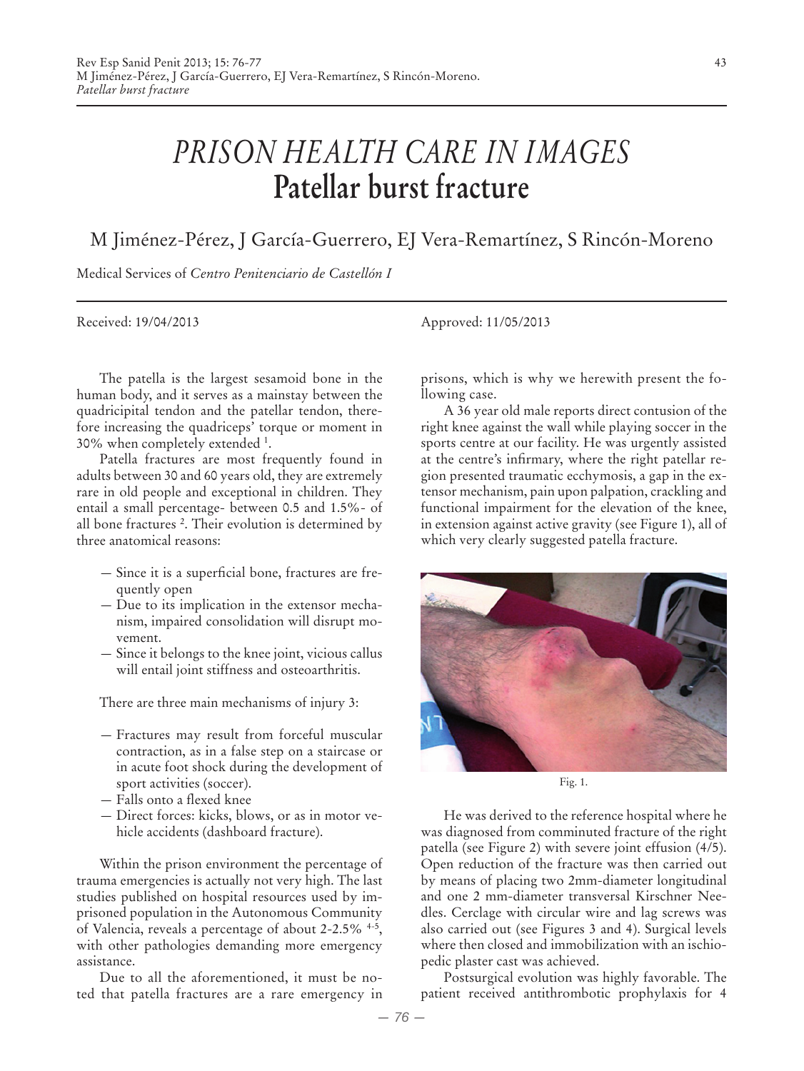# *PRISON HEALTH CARE IN IMAGES*
# Patellar burst fracture

M Jiménez-Pérez, J García-Guerrero, EJ Vera-Remartínez, S Rincón-Moreno

Medical Services of *Centro Penitenciario de Castellón I*

Received: 19/04/2013 Approved: 11/05/2013

The patella is the largest sesamoid bone in the human body, and it serves as a mainstay between the quadricipital tendon and the patellar tendon, therefore increasing the quadriceps' torque or moment in 30% when completely extended [1].

Patella fractures are most frequently found in adults between 30 and 60 years old, they are extremely rare in old people and exceptional in children. They entail a small percentage- between 0.5 and 1.5%- of all bone fractures [2]. Their evolution is determined by three anatomical reasons:

- Since it is a superficial bone, fractures are frequently open
- Due to its implication in the extensor mechanism, impaired consolidation will disrupt movement.
- Since it belongs to the knee joint, vicious callus will entail joint stiffness and osteoarthritis.

There are three main mechanisms of injury 3:

- Fractures may result from forceful muscular contraction, as in a false step on a staircase or in acute foot shock during the development of sport activities (soccer).
- Falls onto a flexed knee
- Direct forces: kicks, blows, or as in motor vehicle accidents (dashboard fracture).

Within the prison environment the percentage of trauma emergencies is actually not very high. The last studies published on hospital resources used by imprisoned population in the Autonomous Community of Valencia, reveals a percentage of about 2-2.5% [4-5], with other pathologies demanding more emergency assistance.

Due to all the aforementioned, it must be noted that patella fractures are a rare emergency in prisons, which is why we herewith present the following case.

A 36 year old male reports direct contusion of the right knee against the wall while playing soccer in the sports centre at our facility. He was urgently assisted at the centre's infirmary, where the right patellar region presented traumatic ecchymosis, a gap in the extensor mechanism, pain upon palpation, crackling and functional impairment for the elevation of the knee, in extension against active gravity (see Figure 1), all of which very clearly suggested patella fracture.

Fig. 1.

He was derived to the reference hospital where he was diagnosed from comminuted fracture of the right patella (see Figure 2) with severe joint effusion (4/5). Open reduction of the fracture was then carried out by means of placing two 2mm-diameter longitudinal and one 2 mm-diameter transversal Kirschner Needles. Cerclage with circular wire and lag screws was also carried out (see Figures 3 and 4). Surgical levels where then closed and immobilization with an ischiopedic plaster cast was achieved.

Postsurgical evolution was highly favorable. The patient received antithrombotic prophylaxis for 4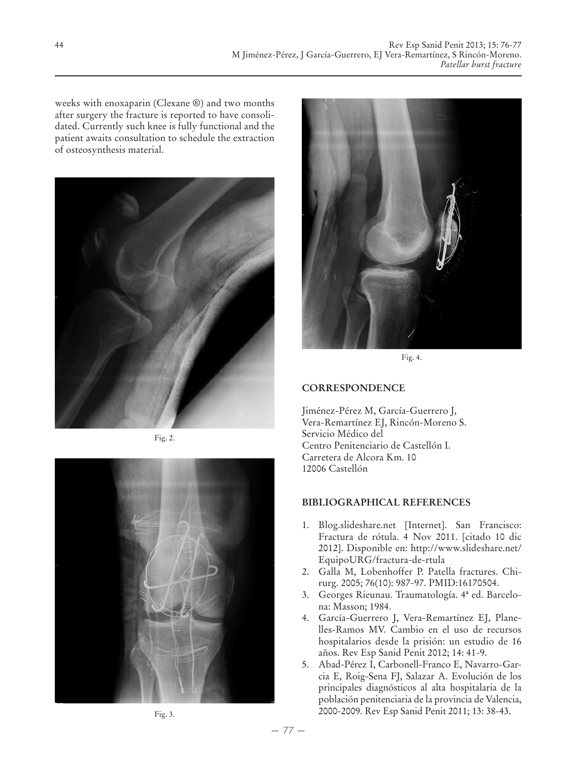weeks with enoxaparin (Clexane ®) and two months after surgery the fracture is reported to have consolidated. Currently such knee is fully functional and the patient awaits consultation to schedule the extraction of osteosynthesis material.

Fig. 2.

Fig. 3.

Fig. 4.

## CORRESPONDENCE

Jiménez-Pérez M, García-Guerrero J,
Vera-Remartínez EJ, Rincón-Moreno S.
Servicio Médico del
Centro Penitenciario de Castellón I.
Carretera de Alcora Km. 10
12006 Castellón

## BIBLIOGRAPHICAL REFERENCES

1. Blog.slideshare.net [Internet]. San Francisco: Fractura de rótula. 4 Nov 2011. [citado 10 dic 2012]. Disponible en: http://www.slideshare.net/EquipoURG/fractura-de-rtula
2. Galla M, Lobenhoffer P. Patella fractures. Chirurg. 2005; 76(10): 987-97. PMID:16170504.
3. Georges Rieunau. Traumatología. 4ª ed. Barcelona: Masson; 1984.
4. García-Guerrero J, Vera-Remartínez EJ, Planelles-Ramos MV. Cambio en el uso de recursos hospitalarios desde la prisión: un estudio de 16 años. Rev Esp Sanid Penit 2012; 14: 41-9.
5. Abad-Pérez I, Carbonell-Franco E, Navarro-Garcia E, Roig-Sena FJ, Salazar A. Evolución de los principales diagnósticos al alta hospitalaria de la población penitenciaria de la provincia de Valencia, 2000-2009. Rev Esp Sanid Penit 2011; 13: 38-43.